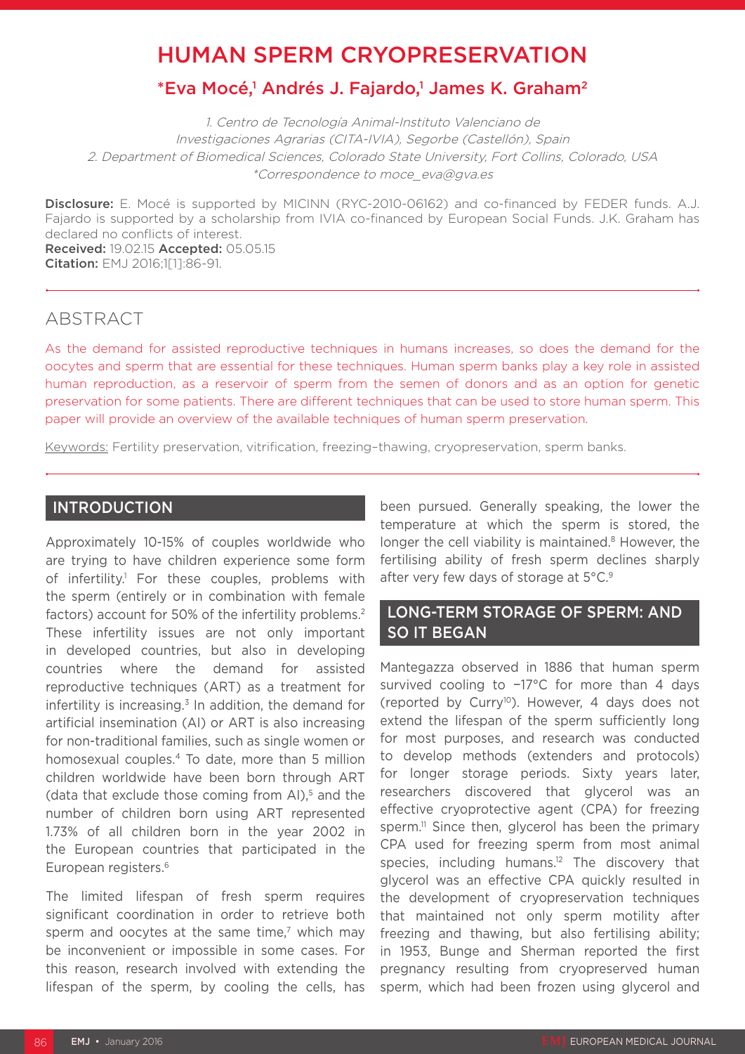# HUMAN SPERM CRYOPRESERVATION

## *Eva Mocé,[1] Andrés J. Fajardo,[1] James K. Graham[2]

1. Centro de Tecnología Animal-Instituto Valenciano de Investigaciones Agrarias (CITA-IVIA), Segorbe (Castellón), Spain
2. Department of Biomedical Sciences, Colorado State University, Fort Collins, Colorado, USA
*Correspondence to moce_eva@gva.es

**Disclosure:** E. Mocé is supported by MICINN (RYC-2010-06162) and co-financed by FEDER funds. A.J. Fajardo is supported by a scholarship from IVIA co-financed by European Social Funds. J.K. Graham has declared no conflicts of interest.
**Received:** 19.02.15 **Accepted:** 05.05.15
**Citation:** EMJ 2016;1[1]:86-91.

## ABSTRACT

As the demand for assisted reproductive techniques in humans increases, so does the demand for the oocytes and sperm that are essential for these techniques. Human sperm banks play a key role in assisted human reproduction, as a reservoir of sperm from the semen of donors and as an option for genetic preservation for some patients. There are different techniques that can be used to store human sperm. This paper will provide an overview of the available techniques of human sperm preservation.

Keywords: Fertility preservation, vitrification, freezing–thawing, cryopreservation, sperm banks.

## INTRODUCTION

Approximately 10-15% of couples worldwide who are trying to have children experience some form of infertility.[1] For these couples, problems with the sperm (entirely or in combination with female factors) account for 50% of the infertility problems.[2] These infertility issues are not only important in developed countries, but also in developing countries where the demand for assisted reproductive techniques (ART) as a treatment for infertility is increasing.[3] In addition, the demand for artificial insemination (AI) or ART is also increasing for non-traditional families, such as single women or homosexual couples.[4] To date, more than 5 million children worldwide have been born through ART (data that exclude those coming from AI),[5] and the number of children born using ART represented 1.73% of all children born in the year 2002 in the European countries that participated in the European registers.[6]

The limited lifespan of fresh sperm requires significant coordination in order to retrieve both sperm and oocytes at the same time,[7] which may be inconvenient or impossible in some cases. For this reason, research involved with extending the lifespan of the sperm, by cooling the cells, has been pursued. Generally speaking, the lower the temperature at which the sperm is stored, the longer the cell viability is maintained.[8] However, the fertilising ability of fresh sperm declines sharply after very few days of storage at 5°C.[9]

## LONG-TERM STORAGE OF SPERM: AND SO IT BEGAN

Mantegazza observed in 1886 that human sperm survived cooling to −17°C for more than 4 days (reported by Curry[10]). However, 4 days does not extend the lifespan of the sperm sufficiently long for most purposes, and research was conducted to develop methods (extenders and protocols) for longer storage periods. Sixty years later, researchers discovered that glycerol was an effective cryoprotective agent (CPA) for freezing sperm.[11] Since then, glycerol has been the primary CPA used for freezing sperm from most animal species, including humans.[12] The discovery that glycerol was an effective CPA quickly resulted in the development of cryopreservation techniques that maintained not only sperm motility after freezing and thawing, but also fertilising ability; in 1953, Bunge and Sherman reported the first pregnancy resulting from cryopreserved human sperm, which had been frozen using glycerol and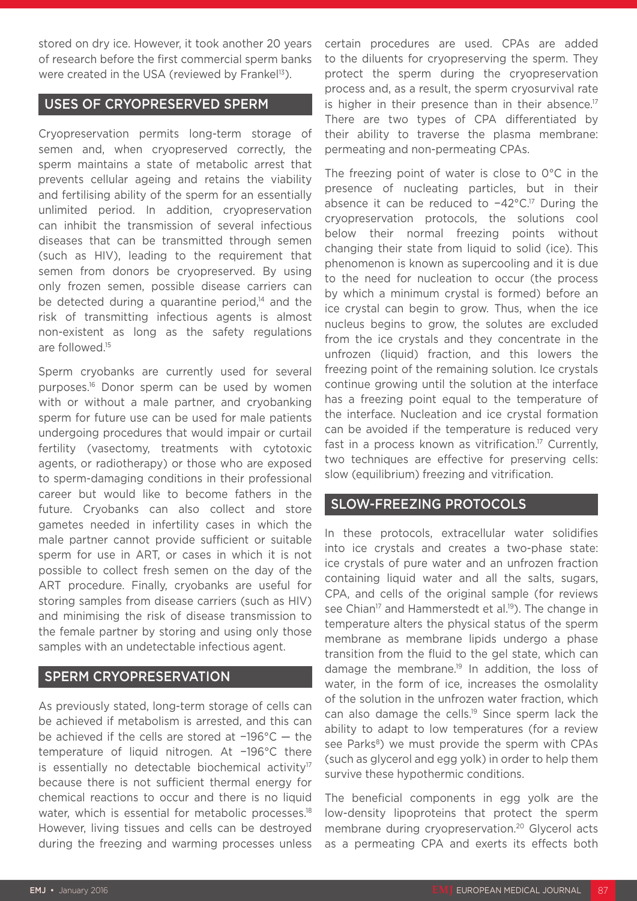stored on dry ice. However, it took another 20 years of research before the first commercial sperm banks were created in the USA (reviewed by Frankel[13]).

## USES OF CRYOPRESERVED SPERM

Cryopreservation permits long-term storage of semen and, when cryopreserved correctly, the sperm maintains a state of metabolic arrest that prevents cellular ageing and retains the viability and fertilising ability of the sperm for an essentially unlimited period. In addition, cryopreservation can inhibit the transmission of several infectious diseases that can be transmitted through semen (such as HIV), leading to the requirement that semen from donors be cryopreserved. By using only frozen semen, possible disease carriers can be detected during a quarantine period,[14] and the risk of transmitting infectious agents is almost non-existent as long as the safety regulations are followed.[15]

Sperm cryobanks are currently used for several purposes.[16] Donor sperm can be used by women with or without a male partner, and cryobanking sperm for future use can be used for male patients undergoing procedures that would impair or curtail fertility (vasectomy, treatments with cytotoxic agents, or radiotherapy) or those who are exposed to sperm-damaging conditions in their professional career but would like to become fathers in the future. Cryobanks can also collect and store gametes needed in infertility cases in which the male partner cannot provide sufficient or suitable sperm for use in ART, or cases in which it is not possible to collect fresh semen on the day of the ART procedure. Finally, cryobanks are useful for storing samples from disease carriers (such as HIV) and minimising the risk of disease transmission to the female partner by storing and using only those samples with an undetectable infectious agent.

## SPERM CRYOPRESERVATION

As previously stated, long-term storage of cells can be achieved if metabolism is arrested, and this can be achieved if the cells are stored at −196°C — the temperature of liquid nitrogen. At −196°C there is essentially no detectable biochemical activity[17] because there is not sufficient thermal energy for chemical reactions to occur and there is no liquid water, which is essential for metabolic processes.[18] However, living tissues and cells can be destroyed during the freezing and warming processes unless certain procedures are used. CPAs are added to the diluents for cryopreserving the sperm. They protect the sperm during the cryopreservation process and, as a result, the sperm cryosurvival rate is higher in their presence than in their absence.[17] There are two types of CPA differentiated by their ability to traverse the plasma membrane: permeating and non-permeating CPAs.

The freezing point of water is close to 0°C in the presence of nucleating particles, but in their absence it can be reduced to −42°C.[17] During the cryopreservation protocols, the solutions cool below their normal freezing points without changing their state from liquid to solid (ice). This phenomenon is known as supercooling and it is due to the need for nucleation to occur (the process by which a minimum crystal is formed) before an ice crystal can begin to grow. Thus, when the ice nucleus begins to grow, the solutes are excluded from the ice crystals and they concentrate in the unfrozen (liquid) fraction, and this lowers the freezing point of the remaining solution. Ice crystals continue growing until the solution at the interface has a freezing point equal to the temperature of the interface. Nucleation and ice crystal formation can be avoided if the temperature is reduced very fast in a process known as vitrification.[17] Currently, two techniques are effective for preserving cells: slow (equilibrium) freezing and vitrification.

## SLOW-FREEZING PROTOCOLS

In these protocols, extracellular water solidifies into ice crystals and creates a two-phase state: ice crystals of pure water and an unfrozen fraction containing liquid water and all the salts, sugars, CPA, and cells of the original sample (for reviews see Chian[17] and Hammerstedt et al.[19]). The change in temperature alters the physical status of the sperm membrane as membrane lipids undergo a phase transition from the fluid to the gel state, which can damage the membrane.[19] In addition, the loss of water, in the form of ice, increases the osmolality of the solution in the unfrozen water fraction, which can also damage the cells.[19] Since sperm lack the ability to adapt to low temperatures (for a review see Parks[8]) we must provide the sperm with CPAs (such as glycerol and egg yolk) in order to help them survive these hypothermic conditions.

The beneficial components in egg yolk are the low-density lipoproteins that protect the sperm membrane during cryopreservation.[20] Glycerol acts as a permeating CPA and exerts its effects both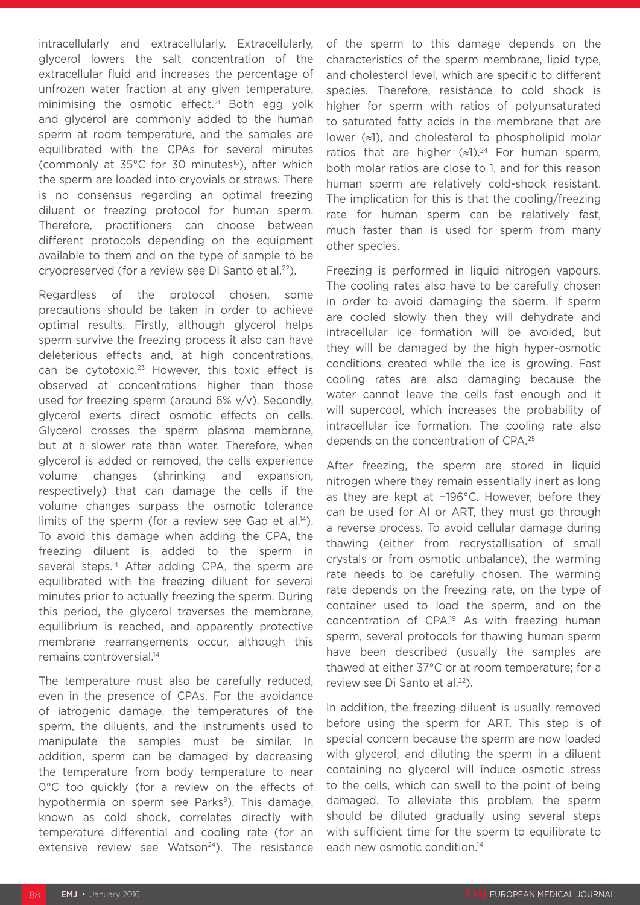intracellularly and extracellularly. Extracellularly, glycerol lowers the salt concentration of the extracellular fluid and increases the percentage of unfrozen water fraction at any given temperature, minimising the osmotic effect.[21] Both egg yolk and glycerol are commonly added to the human sperm at room temperature, and the samples are equilibrated with the CPAs for several minutes (commonly at 35°C for 30 minutes[16]), after which the sperm are loaded into cryovials or straws. There is no consensus regarding an optimal freezing diluent or freezing protocol for human sperm. Therefore, practitioners can choose between different protocols depending on the equipment available to them and on the type of sample to be cryopreserved (for a review see Di Santo et al.[22]).

Regardless of the protocol chosen, some precautions should be taken in order to achieve optimal results. Firstly, although glycerol helps sperm survive the freezing process it also can have deleterious effects and, at high concentrations, can be cytotoxic.[23] However, this toxic effect is observed at concentrations higher than those used for freezing sperm (around 6% v/v). Secondly, glycerol exerts direct osmotic effects on cells. Glycerol crosses the sperm plasma membrane, but at a slower rate than water. Therefore, when glycerol is added or removed, the cells experience volume changes (shrinking and expansion, respectively) that can damage the cells if the volume changes surpass the osmotic tolerance limits of the sperm (for a review see Gao et al.[14]). To avoid this damage when adding the CPA, the freezing diluent is added to the sperm in several steps.[14] After adding CPA, the sperm are equilibrated with the freezing diluent for several minutes prior to actually freezing the sperm. During this period, the glycerol traverses the membrane, equilibrium is reached, and apparently protective membrane rearrangements occur, although this remains controversial.[14]

The temperature must also be carefully reduced, even in the presence of CPAs. For the avoidance of iatrogenic damage, the temperatures of the sperm, the diluents, and the instruments used to manipulate the samples must be similar. In addition, sperm can be damaged by decreasing the temperature from body temperature to near 0°C too quickly (for a review on the effects of hypothermia on sperm see Parks[8]). This damage, known as cold shock, correlates directly with temperature differential and cooling rate (for an extensive review see Watson[24]). The resistance of the sperm to this damage depends on the characteristics of the sperm membrane, lipid type, and cholesterol level, which are specific to different species. Therefore, resistance to cold shock is higher for sperm with ratios of polyunsaturated to saturated fatty acids in the membrane that are lower (≈1), and cholesterol to phospholipid molar ratios that are higher (≈1).[24] For human sperm, both molar ratios are close to 1, and for this reason human sperm are relatively cold-shock resistant. The implication for this is that the cooling/freezing rate for human sperm can be relatively fast, much faster than is used for sperm from many other species.

Freezing is performed in liquid nitrogen vapours. The cooling rates also have to be carefully chosen in order to avoid damaging the sperm. If sperm are cooled slowly then they will dehydrate and intracellular ice formation will be avoided, but they will be damaged by the high hyper-osmotic conditions created while the ice is growing. Fast cooling rates are also damaging because the water cannot leave the cells fast enough and it will supercool, which increases the probability of intracellular ice formation. The cooling rate also depends on the concentration of CPA.[25]

After freezing, the sperm are stored in liquid nitrogen where they remain essentially inert as long as they are kept at −196°C. However, before they can be used for AI or ART, they must go through a reverse process. To avoid cellular damage during thawing (either from recrystallisation of small crystals or from osmotic unbalance), the warming rate needs to be carefully chosen. The warming rate depends on the freezing rate, on the type of container used to load the sperm, and on the concentration of CPA.[19] As with freezing human sperm, several protocols for thawing human sperm have been described (usually the samples are thawed at either 37°C or at room temperature; for a review see Di Santo et al.[22]).

In addition, the freezing diluent is usually removed before using the sperm for ART. This step is of special concern because the sperm are now loaded with glycerol, and diluting the sperm in a diluent containing no glycerol will induce osmotic stress to the cells, which can swell to the point of being damaged. To alleviate this problem, the sperm should be diluted gradually using several steps with sufficient time for the sperm to equilibrate to each new osmotic condition.[14]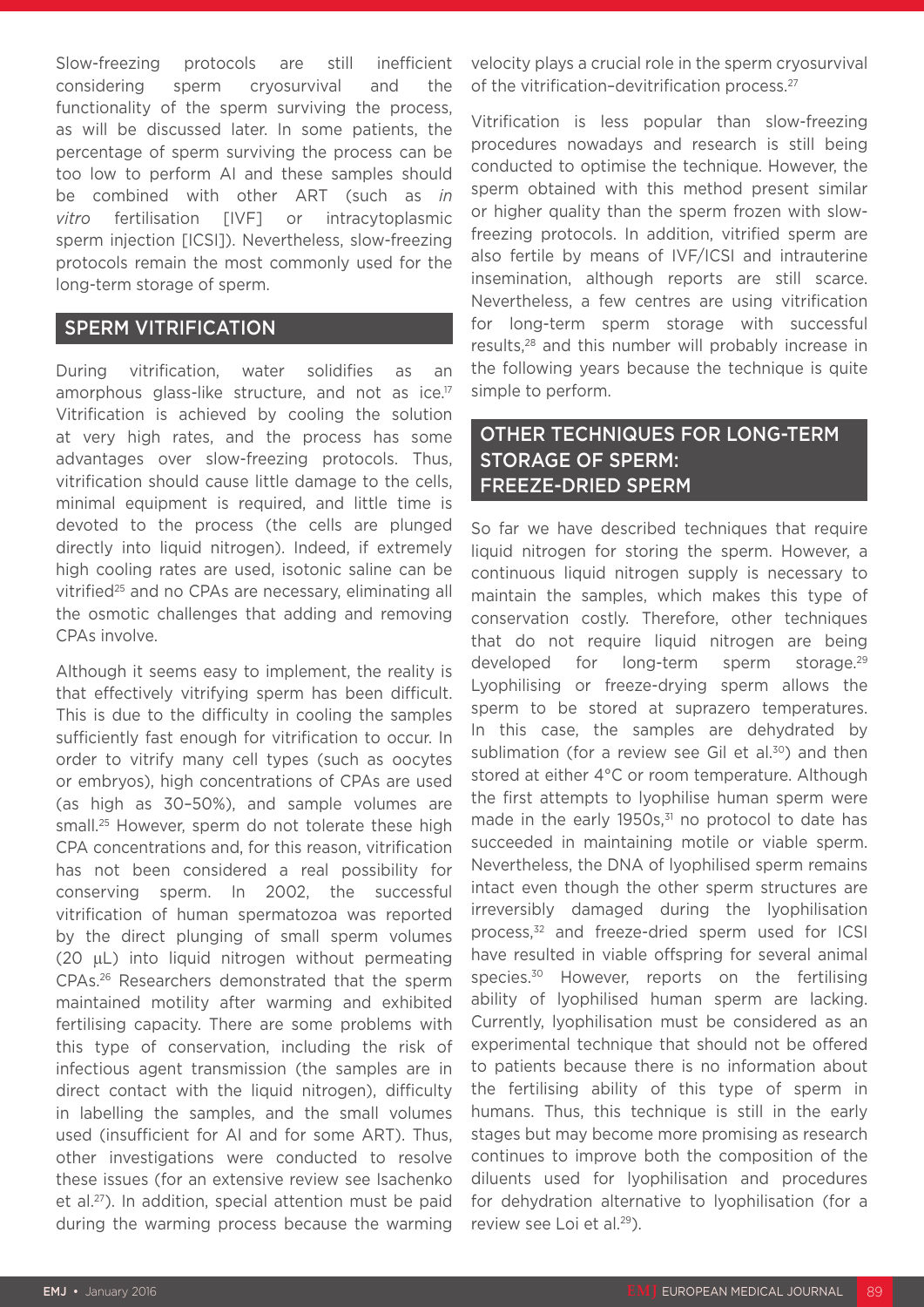Slow-freezing protocols are still inefficient considering sperm cryosurvival and the functionality of the sperm surviving the process, as will be discussed later. In some patients, the percentage of sperm surviving the process can be too low to perform AI and these samples should be combined with other ART (such as *in vitro* fertilisation [IVF] or intracytoplasmic sperm injection [ICSI]). Nevertheless, slow-freezing protocols remain the most commonly used for the long-term storage of sperm.

## SPERM VITRIFICATION

During vitrification, water solidifies as an amorphous glass-like structure, and not as ice.[17] Vitrification is achieved by cooling the solution at very high rates, and the process has some advantages over slow-freezing protocols. Thus, vitrification should cause little damage to the cells, minimal equipment is required, and little time is devoted to the process (the cells are plunged directly into liquid nitrogen). Indeed, if extremely high cooling rates are used, isotonic saline can be vitrified[25] and no CPAs are necessary, eliminating all the osmotic challenges that adding and removing CPAs involve.

Although it seems easy to implement, the reality is that effectively vitrifying sperm has been difficult. This is due to the difficulty in cooling the samples sufficiently fast enough for vitrification to occur. In order to vitrify many cell types (such as oocytes or embryos), high concentrations of CPAs are used (as high as 30–50%), and sample volumes are small.[25] However, sperm do not tolerate these high CPA concentrations and, for this reason, vitrification has not been considered a real possibility for conserving sperm. In 2002, the successful vitrification of human spermatozoa was reported by the direct plunging of small sperm volumes (20 μL) into liquid nitrogen without permeating CPAs.[26] Researchers demonstrated that the sperm maintained motility after warming and exhibited fertilising capacity. There are some problems with this type of conservation, including the risk of infectious agent transmission (the samples are in direct contact with the liquid nitrogen), difficulty in labelling the samples, and the small volumes used (insufficient for AI and for some ART). Thus, other investigations were conducted to resolve these issues (for an extensive review see Isachenko et al.[27]). In addition, special attention must be paid during the warming process because the warming velocity plays a crucial role in the sperm cryosurvival of the vitrification–devitrification process.[27]

Vitrification is less popular than slow-freezing procedures nowadays and research is still being conducted to optimise the technique. However, the sperm obtained with this method present similar or higher quality than the sperm frozen with slow-freezing protocols. In addition, vitrified sperm are also fertile by means of IVF/ICSI and intrauterine insemination, although reports are still scarce. Nevertheless, a few centres are using vitrification for long-term sperm storage with successful results,[28] and this number will probably increase in the following years because the technique is quite simple to perform.

## OTHER TECHNIQUES FOR LONG-TERM STORAGE OF SPERM: FREEZE-DRIED SPERM

So far we have described techniques that require liquid nitrogen for storing the sperm. However, a continuous liquid nitrogen supply is necessary to maintain the samples, which makes this type of conservation costly. Therefore, other techniques that do not require liquid nitrogen are being developed for long-term sperm storage.[29] Lyophilising or freeze-drying sperm allows the sperm to be stored at suprazero temperatures. In this case, the samples are dehydrated by sublimation (for a review see Gil et al.[30]) and then stored at either 4°C or room temperature. Although the first attempts to lyophilise human sperm were made in the early 1950s,[31] no protocol to date has succeeded in maintaining motile or viable sperm. Nevertheless, the DNA of lyophilised sperm remains intact even though the other sperm structures are irreversibly damaged during the lyophilisation process,[32] and freeze-dried sperm used for ICSI have resulted in viable offspring for several animal species.[30] However, reports on the fertilising ability of lyophilised human sperm are lacking. Currently, lyophilisation must be considered as an experimental technique that should not be offered to patients because there is no information about the fertilising ability of this type of sperm in humans. Thus, this technique is still in the early stages but may become more promising as research continues to improve both the composition of the diluents used for lyophilisation and procedures for dehydration alternative to lyophilisation (for a review see Loi et al.[29]).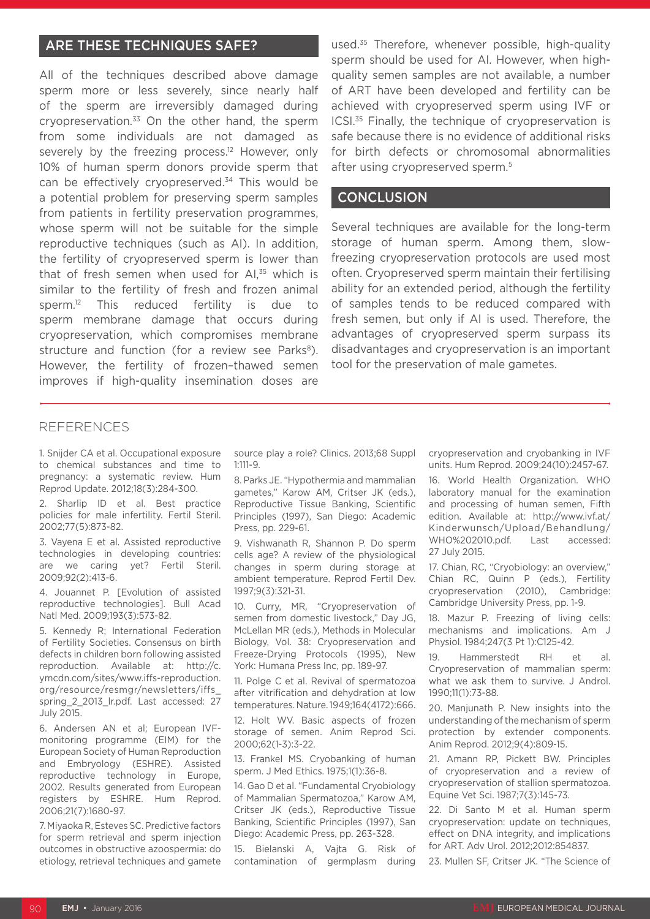## ARE THESE TECHNIQUES SAFE?

All of the techniques described above damage sperm more or less severely, since nearly half of the sperm are irreversibly damaged during cryopreservation.[33] On the other hand, the sperm from some individuals are not damaged as severely by the freezing process.[12] However, only 10% of human sperm donors provide sperm that can be effectively cryopreserved.[34] This would be a potential problem for preserving sperm samples from patients in fertility preservation programmes, whose sperm will not be suitable for the simple reproductive techniques (such as AI). In addition, the fertility of cryopreserved sperm is lower than that of fresh semen when used for AI,[35] which is similar to the fertility of fresh and frozen animal sperm.[12] This reduced fertility is due to sperm membrane damage that occurs during cryopreservation, which compromises membrane structure and function (for a review see Parks[8]). However, the fertility of frozen–thawed semen improves if high-quality insemination doses are used.[35] Therefore, whenever possible, high-quality sperm should be used for AI. However, when high-quality semen samples are not available, a number of ART have been developed and fertility can be achieved with cryopreserved sperm using IVF or ICSI.[35] Finally, the technique of cryopreservation is safe because there is no evidence of additional risks for birth defects or chromosomal abnormalities after using cryopreserved sperm.[5]

## CONCLUSION

Several techniques are available for the long-term storage of human sperm. Among them, slow-freezing cryopreservation protocols are used most often. Cryopreserved sperm maintain their fertilising ability for an extended period, although the fertility of samples tends to be reduced compared with fresh semen, but only if AI is used. Therefore, the advantages of cryopreserved sperm surpass its disadvantages and cryopreservation is an important tool for the preservation of male gametes.

## REFERENCES

1. Snijder CA et al. Occupational exposure to chemical substances and time to pregnancy: a systematic review. Hum Reprod Update. 2012;18(3):284-300.

2. Sharlip ID et al. Best practice policies for male infertility. Fertil Steril. 2002;77(5):873-82.

3. Vayena E et al. Assisted reproductive technologies in developing countries: are we caring yet? Fertil Steril. 2009;92(2):413-6.

4. Jouannet P. [Evolution of assisted reproductive technologies]. Bull Acad Natl Med. 2009;193(3):573-82.

5. Kennedy R; International Federation of Fertility Societies. Consensus on birth defects in children born following assisted reproduction. Available at: http://c.ymcdn.com/sites/www.iffs-reproduction.org/resource/resmgr/newsletters/iffs_spring_2_2013_lr.pdf. Last accessed: 27 July 2015.

6. Andersen AN et al; European IVF-monitoring programme (EIM) for the European Society of Human Reproduction and Embryology (ESHRE). Assisted reproductive technology in Europe, 2002. Results generated from European registers by ESHRE. Hum Reprod. 2006;21(7):1680-97.

7. Miyaoka R, Esteves SC. Predictive factors for sperm retrieval and sperm injection outcomes in obstructive azoospermia: do etiology, retrieval techniques and gamete source play a role? Clinics. 2013;68 Suppl 1:111-9.

8. Parks JE. "Hypothermia and mammalian gametes," Karow AM, Critser JK (eds.), Reproductive Tissue Banking, Scientific Principles (1997), San Diego: Academic Press, pp. 229-61.

9. Vishwanath R, Shannon P. Do sperm cells age? A review of the physiological changes in sperm during storage at ambient temperature. Reprod Fertil Dev. 1997;9(3):321-31.

10. Curry, MR, "Cryopreservation of semen from domestic livestock," Day JG, McLellan MR (eds.), Methods in Molecular Biology, Vol. 38: Cryopreservation and Freeze-Drying Protocols (1995), New York: Humana Press Inc, pp. 189-97.

11. Polge C et al. Revival of spermatozoa after vitrification and dehydration at low temperatures. Nature. 1949;164(4172):666.

12. Holt WV. Basic aspects of frozen storage of semen. Anim Reprod Sci. 2000;62(1-3):3-22.

13. Frankel MS. Cryobanking of human sperm. J Med Ethics. 1975;1(1):36-8.

14. Gao D et al. "Fundamental Cryobiology of Mammalian Spermatozoa," Karow AM, Critser JK (eds.), Reproductive Tissue Banking, Scientific Principles (1997), San Diego: Academic Press, pp. 263-328.

15. Bielanski A, Vajta G. Risk of contamination of germplasm during cryopreservation and cryobanking in IVF units. Hum Reprod. 2009;24(10):2457-67.

16. World Health Organization. WHO laboratory manual for the examination and processing of human semen, Fifth edition. Available at: http://www.ivf.at/Kinderwunsch/Upload/Behandlung/WHO%202010.pdf. Last accessed: 27 July 2015.

17. Chian, RC, "Cryobiology: an overview," Chian RC, Quinn P (eds.), Fertility cryopreservation (2010), Cambridge: Cambridge University Press, pp. 1-9.

18. Mazur P. Freezing of living cells: mechanisms and implications. Am J Physiol. 1984;247(3 Pt 1):C125-42.

19. Hammerstedt RH et al. Cryopreservation of mammalian sperm: what we ask them to survive. J Androl. 1990;11(1):73-88.

20. Manjunath P. New insights into the understanding of the mechanism of sperm protection by extender components. Anim Reprod. 2012;9(4):809-15.

21. Amann RP, Pickett BW. Principles of cryopreservation and a review of cryopreservation of stallion spermatozoa. Equine Vet Sci. 1987;7(3):145-73.

22. Di Santo M et al. Human sperm cryopreservation: update on techniques, effect on DNA integrity, and implications for ART. Adv Urol. 2012;2012:854837.

23. Mullen SF, Critser JK. "The Science of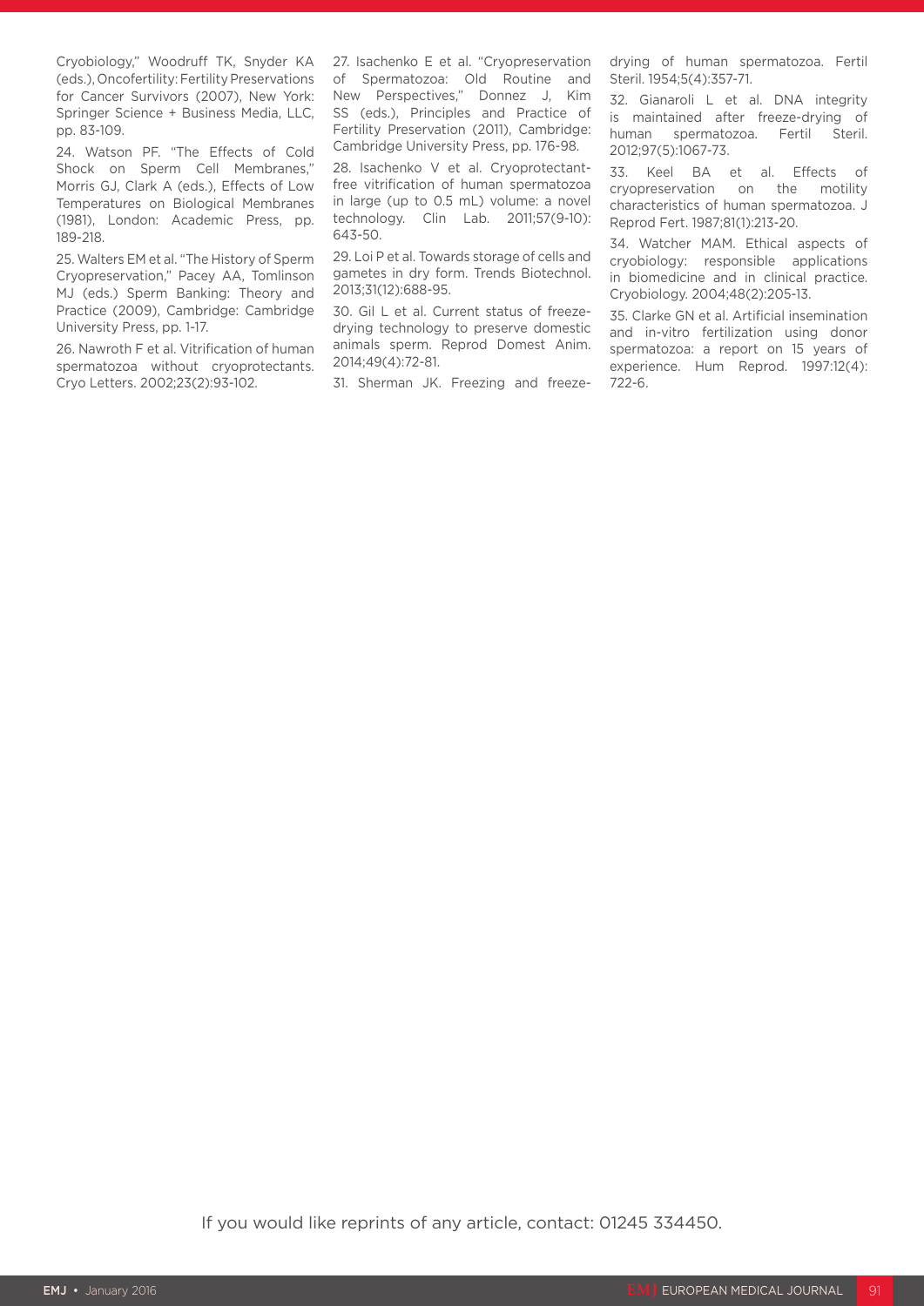Cryobiology," Woodruff TK, Snyder KA (eds.), Oncofertility: Fertility Preservations for Cancer Survivors (2007), New York: Springer Science + Business Media, LLC, pp. 83-109.

24. Watson PF. "The Effects of Cold Shock on Sperm Cell Membranes," Morris GJ, Clark A (eds.), Effects of Low Temperatures on Biological Membranes (1981), London: Academic Press, pp. 189-218.

25. Walters EM et al. "The History of Sperm Cryopreservation," Pacey AA, Tomlinson MJ (eds.) Sperm Banking: Theory and Practice (2009), Cambridge: Cambridge University Press, pp. 1-17.

26. Nawroth F et al. Vitrification of human spermatozoa without cryoprotectants. Cryo Letters. 2002;23(2):93-102.

27. Isachenko E et al. "Cryopreservation of Spermatozoa: Old Routine and New Perspectives," Donnez J, Kim SS (eds.), Principles and Practice of Fertility Preservation (2011), Cambridge: Cambridge University Press, pp. 176-98.

28. Isachenko V et al. Cryoprotectant-free vitrification of human spermatozoa in large (up to 0.5 mL) volume: a novel technology. Clin Lab. 2011;57(9-10): 643-50.

29. Loi P et al. Towards storage of cells and gametes in dry form. Trends Biotechnol. 2013;31(12):688-95.

30. Gil L et al. Current status of freeze-drying technology to preserve domestic animals sperm. Reprod Domest Anim. 2014;49(4):72-81.

31. Sherman JK. Freezing and freeze-drying of human spermatozoa. Fertil Steril. 1954;5(4):357-71.

32. Gianaroli L et al. DNA integrity is maintained after freeze-drying of human spermatozoa. Fertil Steril. 2012;97(5):1067-73.

33. Keel BA et al. Effects of cryopreservation on the motility characteristics of human spermatozoa. J Reprod Fert. 1987;81(1):213-20.

34. Watcher MAM. Ethical aspects of cryobiology: responsible applications in biomedicine and in clinical practice. Cryobiology. 2004;48(2):205-13.

35. Clarke GN et al. Artificial insemination and in-vitro fertilization using donor spermatozoa: a report on 15 years of experience. Hum Reprod. 1997:12(4): 722-6.

If you would like reprints of any article, contact: 01245 334450.